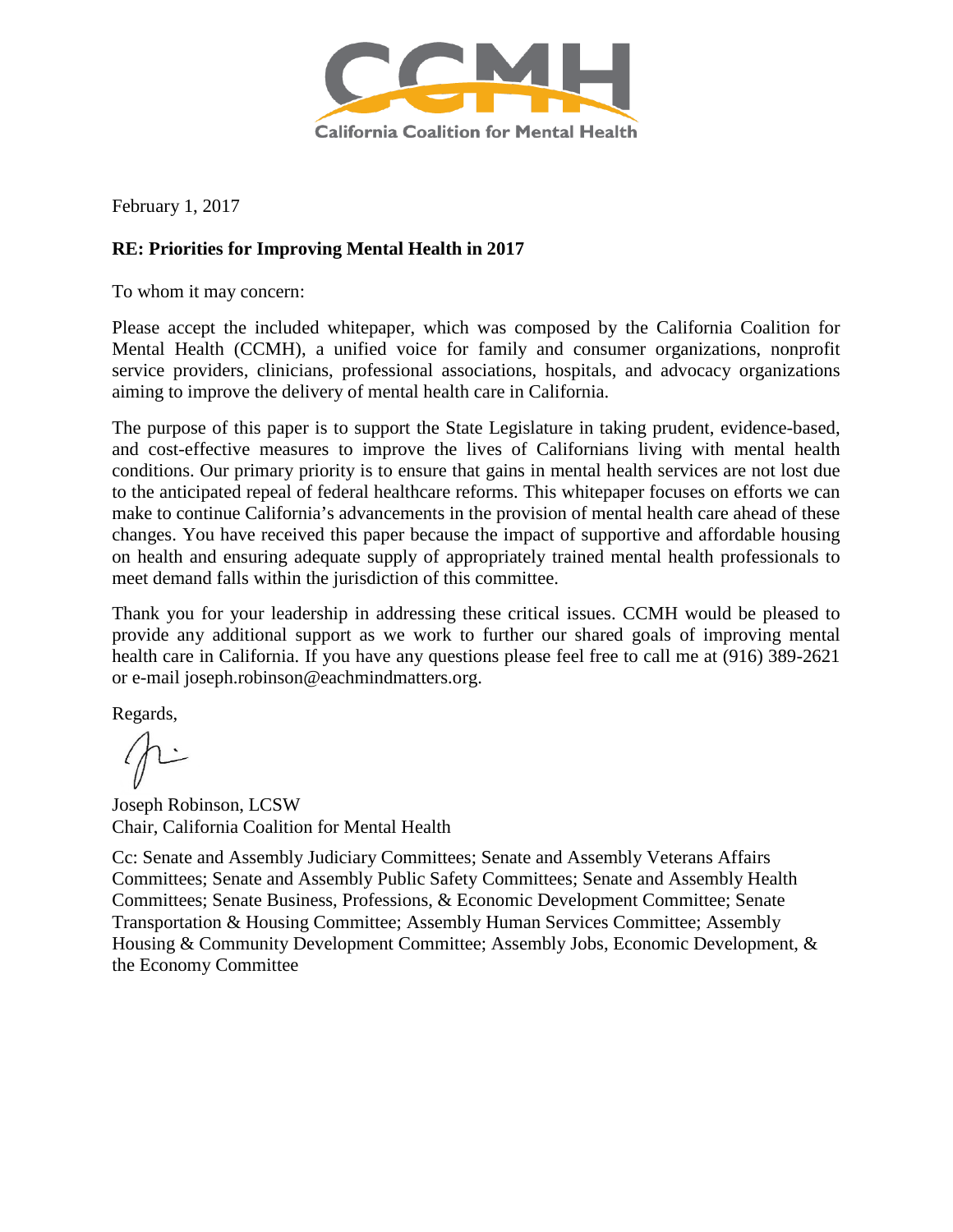**CCMH**

California Coalition for Mental Health

February 1, 2017

**RE: Priorities for Improving Mental Health in 2017**

To whom it may concern:

Please accept the included whitepaper, which was composed by the California Coalition for Mental Health (CCMH), a unified voice for family and consumer organizations, nonprofit service providers, clinicians, professional associations, hospitals, and advocacy organizations aiming to improve the delivery of mental health care in California.

The purpose of this paper is to support the State Legislature in taking prudent, evidence-based, and cost-effective measures to improve the lives of Californians living with mental health conditions. Our primary priority is to ensure that gains in mental health services are not lost due to the anticipated repeal of federal healthcare reforms. This whitepaper focuses on efforts we can make to continue California's advancements in the provision of mental health care ahead of these changes. You have received this paper because the impact of supportive and affordable housing on health and ensuring adequate supply of appropriately trained mental health professionals to meet demand falls within the jurisdiction of this committee.

Thank you for your leadership in addressing these critical issues. CCMH would be pleased to provide any additional support as we work to further our shared goals of improving mental health care in California. If you have any questions please feel free to call me at (916) 389-2621 or e-mail joseph.robinson@eachmindmatters.org.

Regards,

Joseph Robinson, LCSW
Chair, California Coalition for Mental Health

Cc: Senate and Assembly Judiciary Committees; Senate and Assembly Veterans Affairs Committees; Senate and Assembly Public Safety Committees; Senate and Assembly Health Committees; Senate Business, Professions, & Economic Development Committee; Senate Transportation & Housing Committee; Assembly Human Services Committee; Assembly Housing & Community Development Committee; Assembly Jobs, Economic Development, & the Economy Committee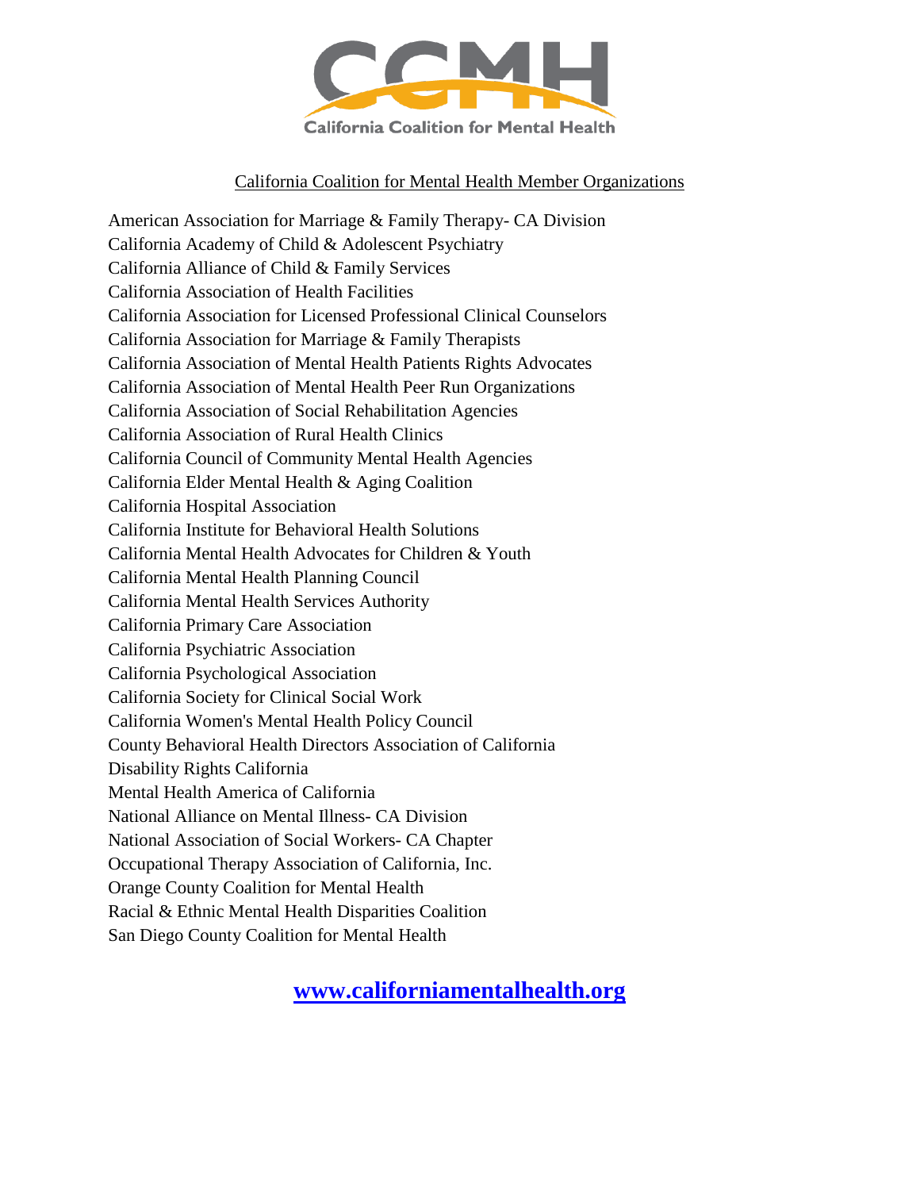CCMH

California Coalition for Mental Health

California Coalition for Mental Health Member Organizations

American Association for Marriage & Family Therapy- CA Division
California Academy of Child & Adolescent Psychiatry
California Alliance of Child & Family Services
California Association of Health Facilities
California Association for Licensed Professional Clinical Counselors
California Association for Marriage & Family Therapists
California Association of Mental Health Patients Rights Advocates
California Association of Mental Health Peer Run Organizations
California Association of Social Rehabilitation Agencies
California Association of Rural Health Clinics
California Council of Community Mental Health Agencies
California Elder Mental Health & Aging Coalition
California Hospital Association
California Institute for Behavioral Health Solutions
California Mental Health Advocates for Children & Youth
California Mental Health Planning Council
California Mental Health Services Authority
California Primary Care Association
California Psychiatric Association
California Psychological Association
California Society for Clinical Social Work
California Women's Mental Health Policy Council
County Behavioral Health Directors Association of California
Disability Rights California
Mental Health America of California
National Alliance on Mental Illness- CA Division
National Association of Social Workers- CA Chapter
Occupational Therapy Association of California, Inc.
Orange County Coalition for Mental Health
Racial & Ethnic Mental Health Disparities Coalition
San Diego County Coalition for Mental Health

**www.californiamentalhealth.org**